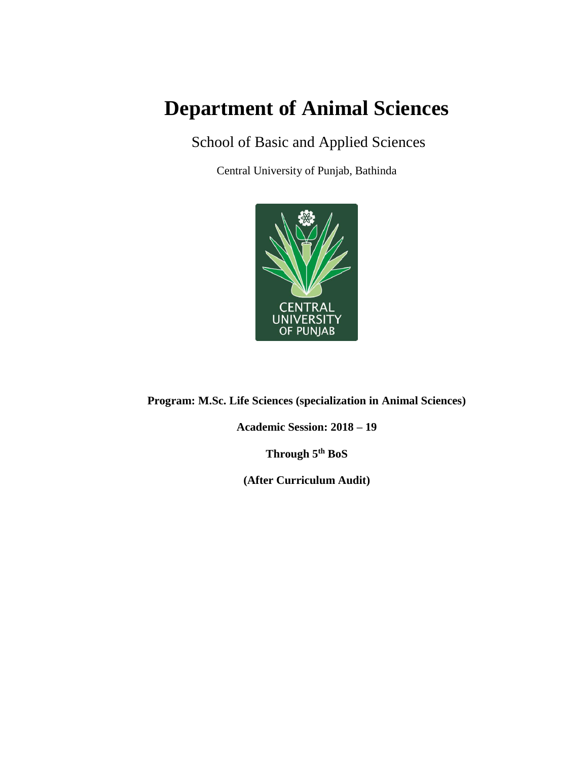# Department of Animal Sciences

School of Basic and Applied Sciences

Central University of Punjab, Bathinda

**Program: M.Sc. Life Sciences (specialization in Animal Sciences)**

**Academic Session: 2018 – 19**

**Through 5th BoS**

**(After Curriculum Audit)**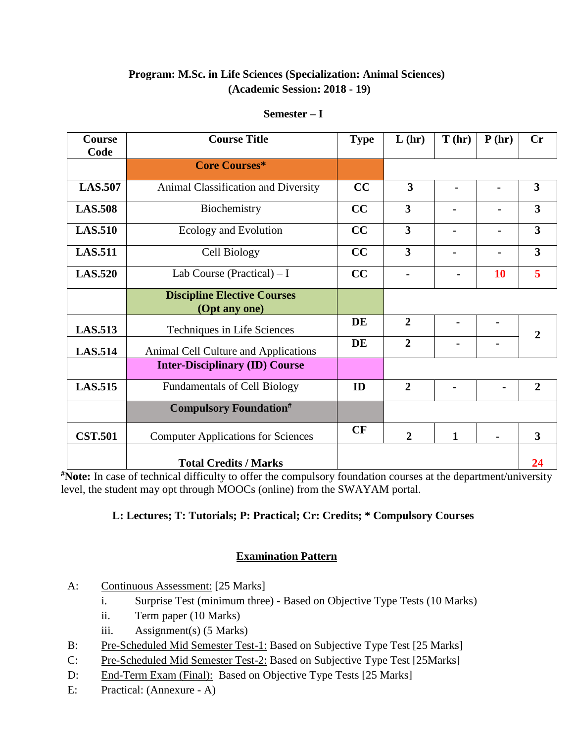**Program: M.Sc. in Life Sciences (Specialization: Animal Sciences)**
**(Academic Session: 2018 - 19)**

**Semester – I**

| Course Code | Course Title | Type | L (hr) | T (hr) | P (hr) | Cr |
|---|---|---|---|---|---|---|
| | **Core Courses*** | | | | | |
| **LAS.507** | Animal Classification and Diversity | **CC** | **3** | **-** | **-** | **3** |
| **LAS.508** | Biochemistry | **CC** | **3** | **-** | **-** | **3** |
| **LAS.510** | Ecology and Evolution | **CC** | **3** | **-** | **-** | **3** |
| **LAS.511** | Cell Biology | **CC** | **3** | **-** | **-** | **3** |
| **LAS.520** | Lab Course (Practical) – I | **CC** | **-** | **-** | **10** | **5** |
| | **Discipline Elective Courses (Opt any one)** | | | | | |
| **LAS.513** | Techniques in Life Sciences | **DE** | **2** | **-** | **-** | **2** |
| **LAS.514** | Animal Cell Culture and Applications | **DE** | **2** | **-** | **-** | |
| | **Inter-Disciplinary (ID) Course** | | | | | |
| **LAS.515** | Fundamentals of Cell Biology | **ID** | **2** | **-** | **-** | **2** |
| | **Compulsory Foundation#** | | | | | |
| **CST.501** | Computer Applications for Sciences | **CF** | **2** | **1** | **-** | **3** |
| | **Total Credits / Marks** | | | | | **24** |

**#Note:** In case of technical difficulty to offer the compulsory foundation courses at the department/university level, the student may opt through MOOCs (online) from the SWAYAM portal.

**L: Lectures; T: Tutorials; P: Practical; Cr: Credits; * Compulsory Courses**

## Examination Pattern

A: Continuous Assessment: [25 Marks]
   i. Surprise Test (minimum three) - Based on Objective Type Tests (10 Marks)
   ii. Term paper (10 Marks)
   iii. Assignment(s) (5 Marks)

B: Pre-Scheduled Mid Semester Test-1: Based on Subjective Type Test [25 Marks]

C: Pre-Scheduled Mid Semester Test-2: Based on Subjective Type Test [25Marks]

D: End-Term Exam (Final): Based on Objective Type Tests [25 Marks]

E: Practical: (Annexure - A)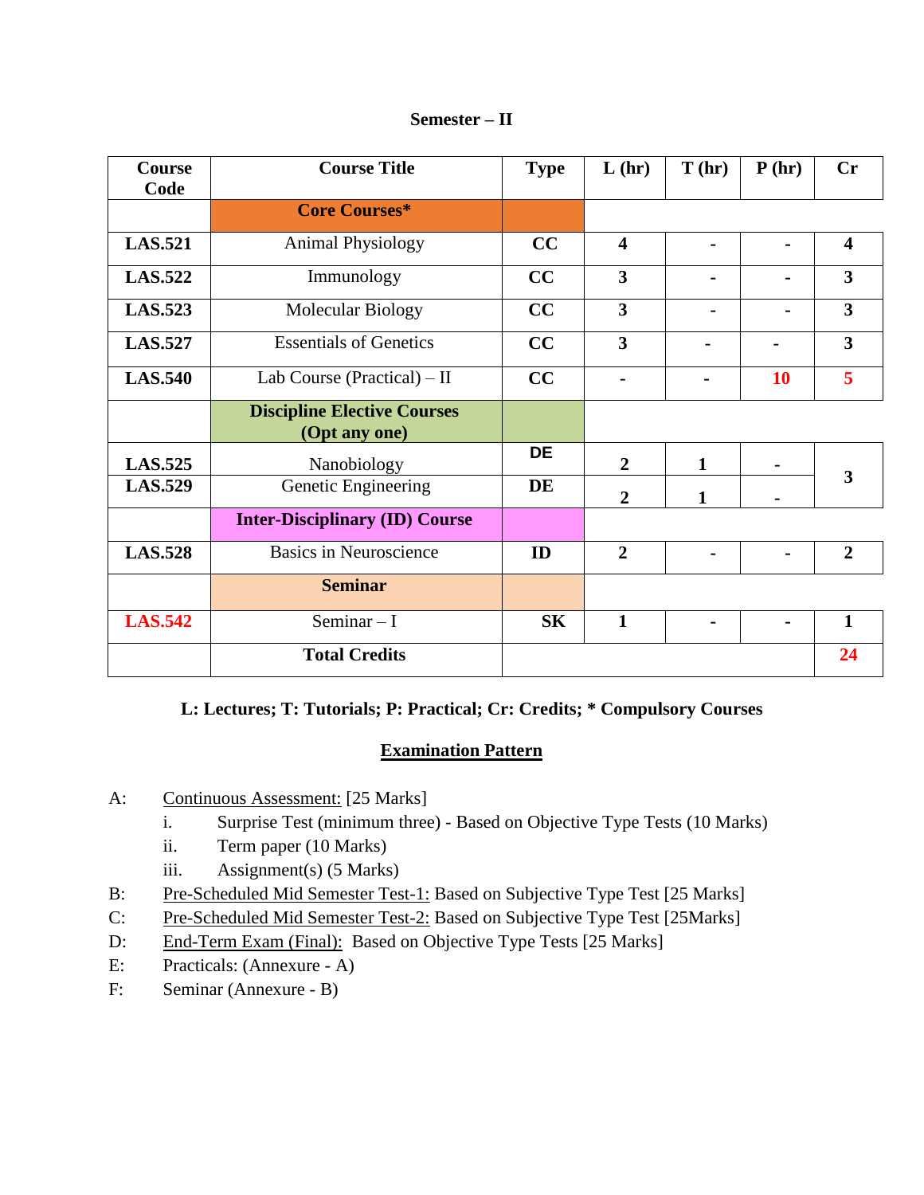**Semester – II**

| Course Code | Course Title | Type | L (hr) | T (hr) | P (hr) | Cr |
|---|---|---|---|---|---|---|
| | **Core Courses*** | | | | | |
| **LAS.521** | Animal Physiology | **CC** | **4** | **-** | **-** | **4** |
| **LAS.522** | Immunology | **CC** | **3** | **-** | **-** | **3** |
| **LAS.523** | Molecular Biology | **CC** | **3** | **-** | **-** | **3** |
| **LAS.527** | Essentials of Genetics | **CC** | **3** | **-** | **-** | **3** |
| **LAS.540** | Lab Course (Practical) – II | **CC** | **-** | **-** | **10** | **5** |
| | **Discipline Elective Courses (Opt any one)** | | | | | |
| **LAS.525** | Nanobiology | **DE** | **2** | **1** | **-** | **3** |
| **LAS.529** | Genetic Engineering | **DE** | **2** | **1** | **-** | |
| | **Inter-Disciplinary (ID) Course** | | | | | |
| **LAS.528** | Basics in Neuroscience | **ID** | **2** | **-** | **-** | **2** |
| | **Seminar** | | | | | |
| **LAS.542** | Seminar – I | **SK** | **1** | **-** | **-** | **1** |
| | **Total Credits** | | | | | **24** |

**L: Lectures; T: Tutorials; P: Practical; Cr: Credits; * Compulsory Courses**

**Examination Pattern**

A: Continuous Assessment: [25 Marks]
   i. Surprise Test (minimum three) - Based on Objective Type Tests (10 Marks)
   ii. Term paper (10 Marks)
   iii. Assignment(s) (5 Marks)

B: Pre-Scheduled Mid Semester Test-1: Based on Subjective Type Test [25 Marks]

C: Pre-Scheduled Mid Semester Test-2: Based on Subjective Type Test [25Marks]

D: End-Term Exam (Final): Based on Objective Type Tests [25 Marks]

E: Practicals: (Annexure - A)

F: Seminar (Annexure - B)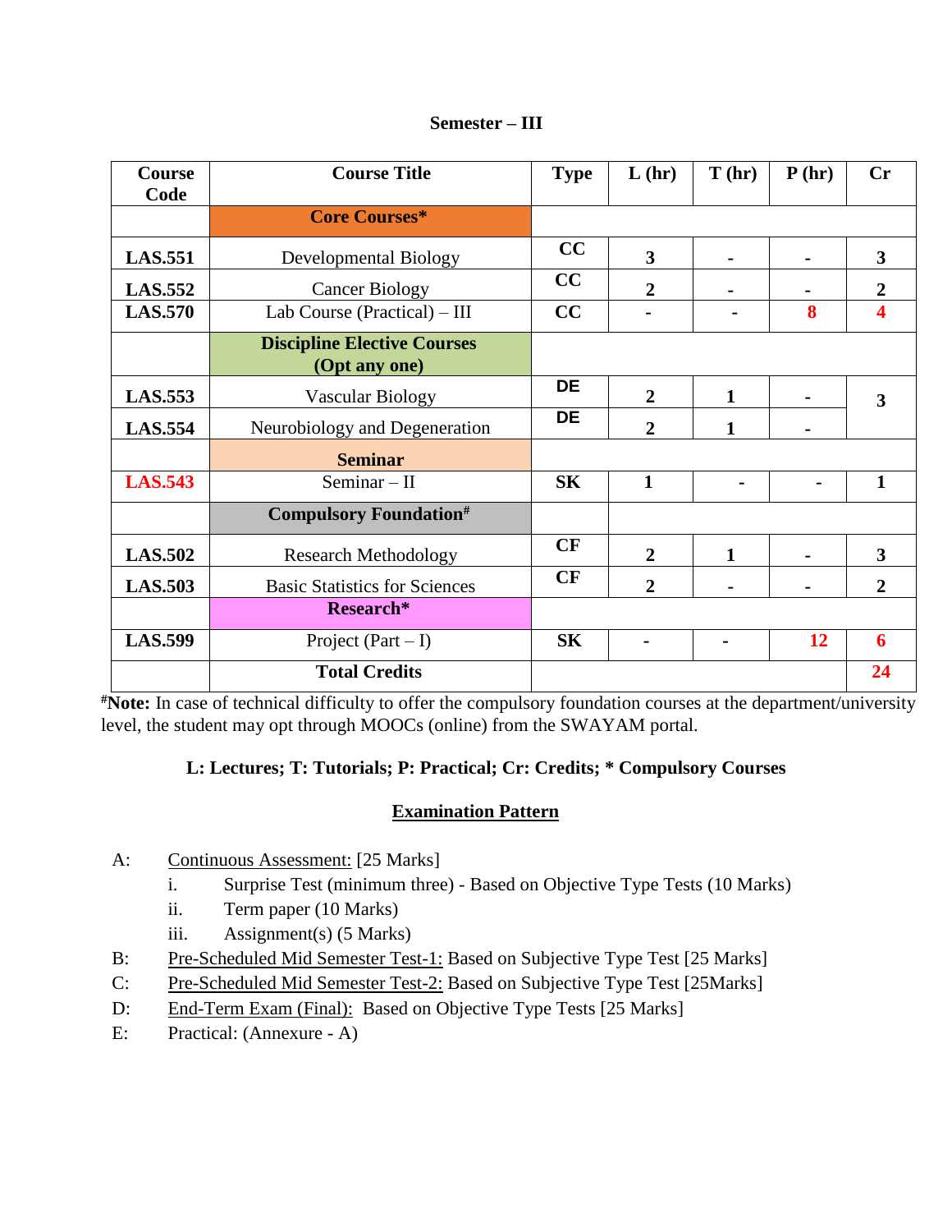**Semester – III**

| Course Code | Course Title | Type | L (hr) | T (hr) | P (hr) | Cr |
|---|---|---|---|---|---|---|
| | **Core Courses*** | | | | | |
| **LAS.551** | Developmental Biology | **CC** | **3** | **-** | **-** | **3** |
| **LAS.552** | Cancer Biology | **CC** | **2** | **-** | **-** | **2** |
| **LAS.570** | Lab Course (Practical) – III | **CC** | **-** | **-** | **8** | **4** |
| | **Discipline Elective Courses (Opt any one)** | | | | | |
| **LAS.553** | Vascular Biology | **DE** | **2** | **1** | **-** | **3** |
| **LAS.554** | Neurobiology and Degeneration | **DE** | **2** | **1** | **-** | |
| | **Seminar** | | | | | |
| **LAS.543** | Seminar – II | **SK** | **1** | **-** | **-** | **1** |
| | **Compulsory Foundation#** | | | | | |
| **LAS.502** | Research Methodology | **CF** | **2** | **1** | **-** | **3** |
| **LAS.503** | Basic Statistics for Sciences | **CF** | **2** | **-** | **-** | **2** |
| | **Research*** | | | | | |
| **LAS.599** | Project (Part – I) | **SK** | **-** | **-** | **12** | **6** |
| | **Total Credits** | | | | | **24** |

#**Note:** In case of technical difficulty to offer the compulsory foundation courses at the department/university level, the student may opt through MOOCs (online) from the SWAYAM portal.

**L: Lectures; T: Tutorials; P: Practical; Cr: Credits; * Compulsory Courses**

**Examination Pattern**

A: Continuous Assessment: [25 Marks]
- i. Surprise Test (minimum three) - Based on Objective Type Tests (10 Marks)
- ii. Term paper (10 Marks)
- iii. Assignment(s) (5 Marks)

B: Pre-Scheduled Mid Semester Test-1: Based on Subjective Type Test [25 Marks]

C: Pre-Scheduled Mid Semester Test-2: Based on Subjective Type Test [25Marks]

D: End-Term Exam (Final): Based on Objective Type Tests [25 Marks]

E: Practical: (Annexure - A)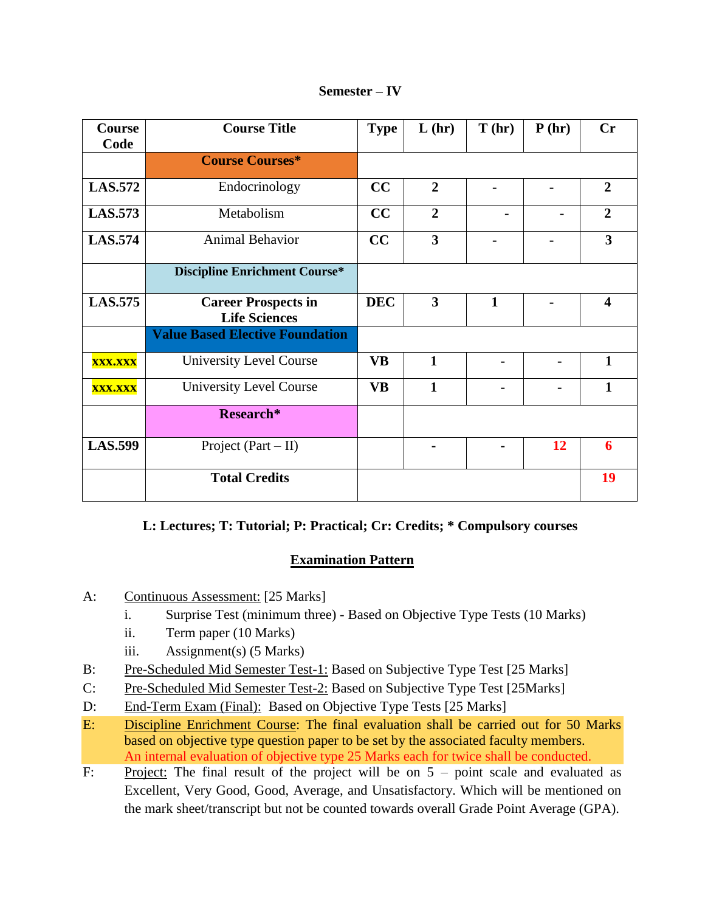**Semester – IV**

| Course Code | Course Title | Type | L (hr) | T (hr) | P (hr) | Cr |
|---|---|---|---|---|---|---|
| | **Course Courses*** | | | | | |
| **LAS.572** | Endocrinology | **CC** | **2** | **-** | **-** | **2** |
| **LAS.573** | Metabolism | **CC** | **2** | **-** | **-** | **2** |
| **LAS.574** | Animal Behavior | **CC** | **3** | **-** | **-** | **3** |
| | **Discipline Enrichment Course*** | | | | | |
| **LAS.575** | **Career Prospects in Life Sciences** | **DEC** | **3** | **1** | **-** | **4** |
| | **Value Based Elective Foundation** | | | | | |
| **XXX.XXX** | University Level Course | **VB** | **1** | **-** | **-** | **1** |
| **XXX.XXX** | University Level Course | **VB** | **1** | **-** | **-** | **1** |
| | **Research*** | | | | | |
| **LAS.599** | Project (Part – II) | | **-** | **-** | **12** | **6** |
| | **Total Credits** | | | | | **19** |

**L: Lectures; T: Tutorial; P: Practical; Cr: Credits; * Compulsory courses**

## Examination Pattern

A: Continuous Assessment: [25 Marks]
   i. Surprise Test (minimum three) - Based on Objective Type Tests (10 Marks)
   ii. Term paper (10 Marks)
   iii. Assignment(s) (5 Marks)

B: Pre-Scheduled Mid Semester Test-1: Based on Subjective Type Test [25 Marks]

C: Pre-Scheduled Mid Semester Test-2: Based on Subjective Type Test [25Marks]

D: End-Term Exam (Final): Based on Objective Type Tests [25 Marks]

E: Discipline Enrichment Course: The final evaluation shall be carried out for 50 Marks based on objective type question paper to be set by the associated faculty members. An internal evaluation of objective type 25 Marks each for twice shall be conducted.

F: Project: The final result of the project will be on 5 – point scale and evaluated as Excellent, Very Good, Good, Average, and Unsatisfactory. Which will be mentioned on the mark sheet/transcript but not be counted towards overall Grade Point Average (GPA).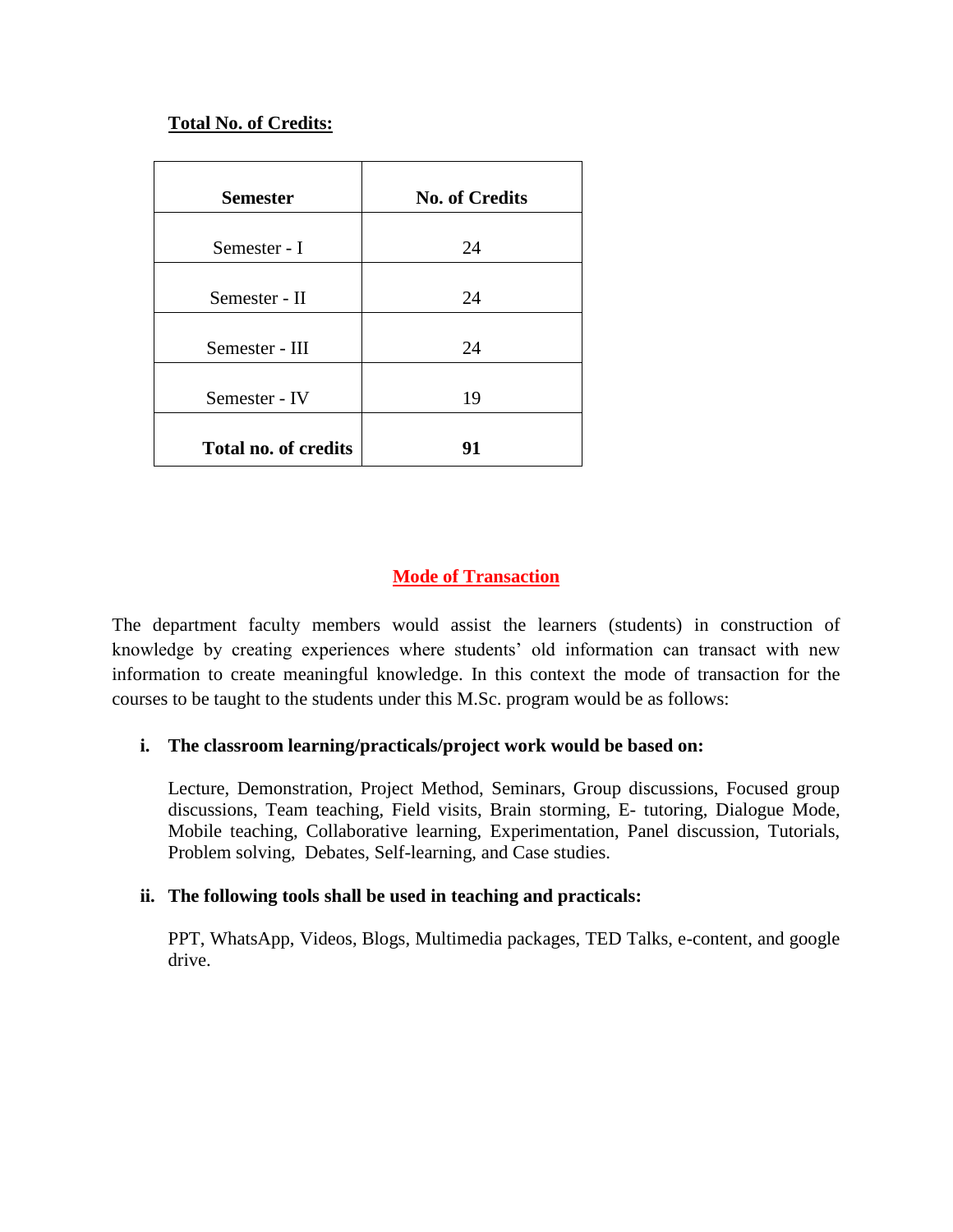**Total No. of Credits:**

| **Semester** | **No. of Credits** |
|---|---|
| Semester - I | 24 |
| Semester - II | 24 |
| Semester - III | 24 |
| Semester - IV | 19 |
| **Total no. of credits** | **91** |

## Mode of Transaction

The department faculty members would assist the learners (students) in construction of knowledge by creating experiences where students' old information can transact with new information to create meaningful knowledge. In this context the mode of transaction for the courses to be taught to the students under this M.Sc. program would be as follows:

i. **The classroom learning/practicals/project work would be based on:**

   Lecture, Demonstration, Project Method, Seminars, Group discussions, Focused group discussions, Team teaching, Field visits, Brain storming, E- tutoring, Dialogue Mode, Mobile teaching, Collaborative learning, Experimentation, Panel discussion, Tutorials, Problem solving, Debates, Self-learning, and Case studies.

ii. **The following tools shall be used in teaching and practicals:**

   PPT, WhatsApp, Videos, Blogs, Multimedia packages, TED Talks, e-content, and google drive.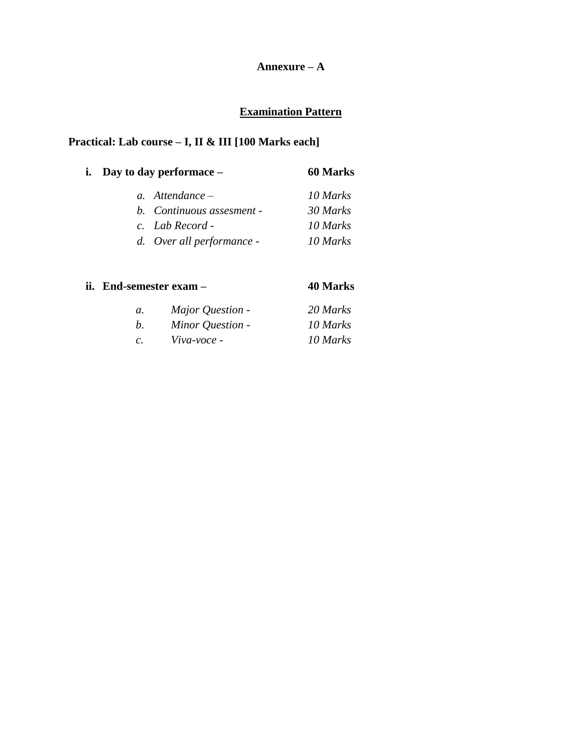**Annexure – A**

## Examination Pattern

**Practical: Lab course – I, II & III [100 Marks each]**

**i. Day to day performace – 60 Marks**

*a. Attendance – 10 Marks*
*b. Continuous assesment - 30 Marks*
*c. Lab Record - 10 Marks*
*d. Over all performance - 10 Marks*

**ii. End-semester exam – 40 Marks**

*a. Major Question - 20 Marks*
*b. Minor Question - 10 Marks*
*c. Viva-voce - 10 Marks*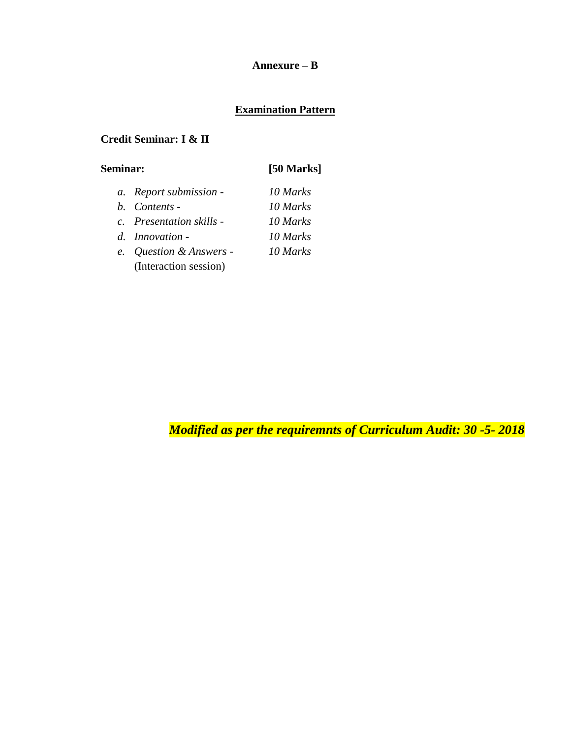**Annexure – B**

## Examination Pattern

**Credit Seminar: I & II**

**Seminar:** **[50 Marks]**

a. *Report submission -* *10 Marks*
b. *Contents -* *10 Marks*
c. *Presentation skills -* *10 Marks*
d. *Innovation -* *10 Marks*
e. *Question & Answers -* *10 Marks*
(Interaction session)

***Modified as per the requiremnts of Curriculum Audit: 30 -5- 2018***